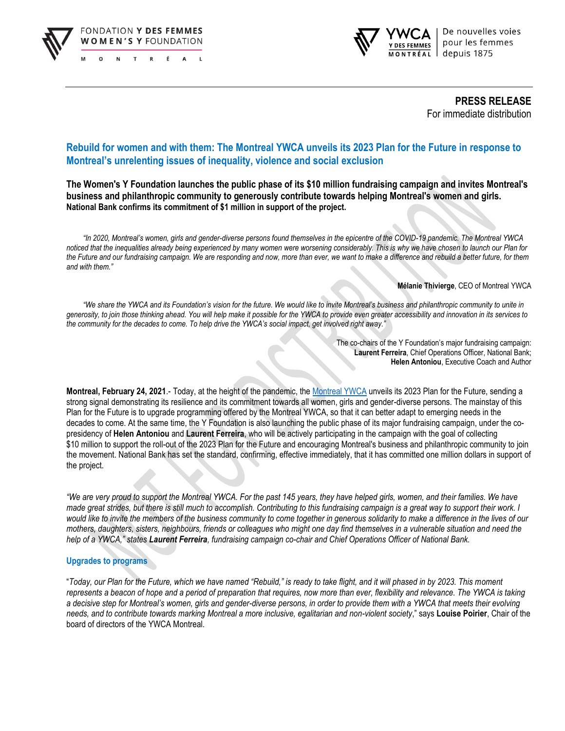FONDATION **Y DES FEMMES**
**WOMEN'S Y** FOUNDATION
MONTRÉAL

**YWCA** Y DES FEMMES MONTRÉAL | De nouvelles voies pour les femmes depuis 1875

**PRESS RELEASE**
For immediate distribution

## Rebuild for women and with them: The Montreal YWCA unveils its 2023 Plan for the Future in response to Montreal's unrelenting issues of inequality, violence and social exclusion

**The Women's Y Foundation launches the public phase of its $10 million fundraising campaign and invites Montreal's business and philanthropic community to generously contribute towards helping Montreal's women and girls.**
**National Bank confirms its commitment of $1 million in support of the project.**

*"In 2020, Montreal's women, girls and gender-diverse persons found themselves in the epicentre of the COVID-19 pandemic. The Montreal YWCA noticed that the inequalities already being experienced by many women were worsening considerably. This is why we have chosen to launch our Plan for the Future and our fundraising campaign. We are responding and now, more than ever, we want to make a difference and rebuild a better future, for them and with them."*

**Mélanie Thivierge**, CEO of Montreal YWCA

*"We share the YWCA and its Foundation's vision for the future. We would like to invite Montreal's business and philanthropic community to unite in generosity, to join those thinking ahead. You will help make it possible for the YWCA to provide even greater accessibility and innovation in its services to the community for the decades to come. To help drive the YWCA's social impact, get involved right away."*

The co-chairs of the Y Foundation's major fundraising campaign:
**Laurent Ferreira**, Chief Operations Officer, National Bank;
**Helen Antoniou**, Executive Coach and Author

**Montreal, February 24, 2021**.- Today, at the height of the pandemic, the Montreal YWCA unveils its 2023 Plan for the Future, sending a strong signal demonstrating its resilience and its commitment towards all women, girls and gender-diverse persons. The mainstay of this Plan for the Future is to upgrade programming offered by the Montreal YWCA, so that it can better adapt to emerging needs in the decades to come. At the same time, the Y Foundation is also launching the public phase of its major fundraising campaign, under the co-presidency of **Helen Antoniou** and **Laurent Ferreira**, who will be actively participating in the campaign with the goal of collecting $10 million to support the roll-out of the 2023 Plan for the Future and encouraging Montreal's business and philanthropic community to join the movement. National Bank has set the standard, confirming, effective immediately, that it has committed one million dollars in support of the project.

*"We are very proud to support the Montreal YWCA. For the past 145 years, they have helped girls, women, and their families. We have made great strides, but there is still much to accomplish. Contributing to this fundraising campaign is a great way to support their work. I would like to invite the members of the business community to come together in generous solidarity to make a difference in the lives of our mothers, daughters, sisters, neighbours, friends or colleagues who might one day find themselves in a vulnerable situation and need the help of a YWCA," states **Laurent Ferreira**, fundraising campaign co-chair and Chief Operations Officer of National Bank.*

### Upgrades to programs

"*Today, our Plan for the Future, which we have named "Rebuild," is ready to take flight, and it will phased in by 2023. This moment represents a beacon of hope and a period of preparation that requires, now more than ever, flexibility and relevance. The YWCA is taking a decisive step for Montreal's women, girls and gender-diverse persons, in order to provide them with a YWCA that meets their evolving needs, and to contribute towards marking Montreal a more inclusive, egalitarian and non-violent society*," says **Louise Poirier**, Chair of the board of directors of the YWCA Montreal.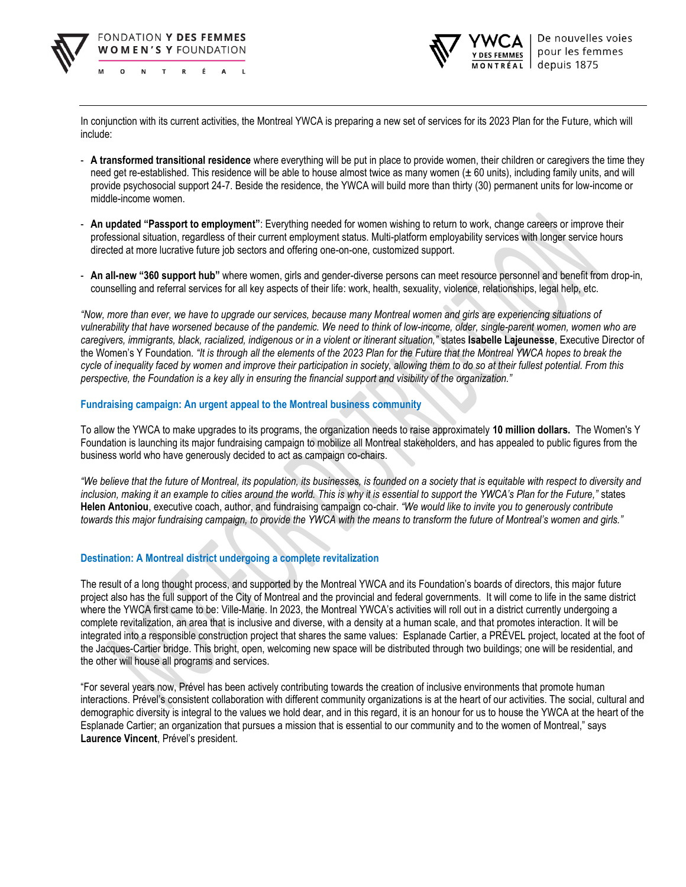In conjunction with its current activities, the Montreal YWCA is preparing a new set of services for its 2023 Plan for the Future, which will include:

- **A transformed transitional residence** where everything will be put in place to provide women, their children or caregivers the time they need get re-established. This residence will be able to house almost twice as many women (± 60 units), including family units, and will provide psychosocial support 24-7. Beside the residence, the YWCA will build more than thirty (30) permanent units for low-income or middle-income women.
- **An updated "Passport to employment"**: Everything needed for women wishing to return to work, change careers or improve their professional situation, regardless of their current employment status. Multi-platform employability services with longer service hours directed at more lucrative future job sectors and offering one-on-one, customized support.
- **An all-new "360 support hub"** where women, girls and gender-diverse persons can meet resource personnel and benefit from drop-in, counselling and referral services for all key aspects of their life: work, health, sexuality, violence, relationships, legal help, etc.

*"Now, more than ever, we have to upgrade our services, because many Montreal women and girls are experiencing situations of vulnerability that have worsened because of the pandemic. We need to think of low-income, older, single-parent women, women who are caregivers, immigrants, black, racialized, indigenous or in a violent or itinerant situation,"* states **Isabelle Lajeunesse**, Executive Director of the Women's Y Foundation. *"It is through all the elements of the 2023 Plan for the Future that the Montreal YWCA hopes to break the cycle of inequality faced by women and improve their participation in society, allowing them to do so at their fullest potential. From this perspective, the Foundation is a key ally in ensuring the financial support and visibility of the organization."*

### Fundraising campaign: An urgent appeal to the Montreal business community

To allow the YWCA to make upgrades to its programs, the organization needs to raise approximately **10 million dollars.** The Women's Y Foundation is launching its major fundraising campaign to mobilize all Montreal stakeholders, and has appealed to public figures from the business world who have generously decided to act as campaign co-chairs.

*"We believe that the future of Montreal, its population, its businesses, is founded on a society that is equitable with respect to diversity and inclusion, making it an example to cities around the world. This is why it is essential to support the YWCA's Plan for the Future,"* states **Helen Antoniou**, executive coach, author, and fundraising campaign co-chair. *"We would like to invite you to generously contribute towards this major fundraising campaign, to provide the YWCA with the means to transform the future of Montreal's women and girls."*

### Destination: A Montreal district undergoing a complete revitalization

The result of a long thought process, and supported by the Montreal YWCA and its Foundation's boards of directors, this major future project also has the full support of the City of Montreal and the provincial and federal governments. It will come to life in the same district where the YWCA first came to be: Ville-Marie. In 2023, the Montreal YWCA's activities will roll out in a district currently undergoing a complete revitalization, an area that is inclusive and diverse, with a density at a human scale, and that promotes interaction. It will be integrated into a responsible construction project that shares the same values: Esplanade Cartier, a PRÉVEL project, located at the foot of the Jacques-Cartier bridge. This bright, open, welcoming new space will be distributed through two buildings; one will be residential, and the other will house all programs and services.

"For several years now, Prével has been actively contributing towards the creation of inclusive environments that promote human interactions. Prével's consistent collaboration with different community organizations is at the heart of our activities. The social, cultural and demographic diversity is integral to the values we hold dear, and in this regard, it is an honour for us to house the YWCA at the heart of the Esplanade Cartier; an organization that pursues a mission that is essential to our community and to the women of Montreal," says **Laurence Vincent**, Prével's president.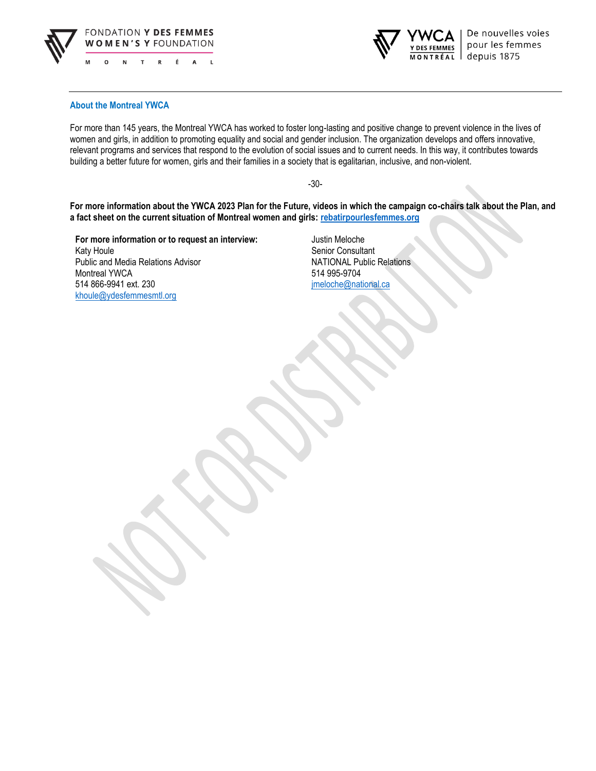## About the Montreal YWCA

For more than 145 years, the Montreal YWCA has worked to foster long-lasting and positive change to prevent violence in the lives of women and girls, in addition to promoting equality and social and gender inclusion. The organization develops and offers innovative, relevant programs and services that respond to the evolution of social issues and to current needs. In this way, it contributes towards building a better future for women, girls and their families in a society that is egalitarian, inclusive, and non-violent.

-30-

**For more information about the YWCA 2023 Plan for the Future, videos in which the campaign co-chairs talk about the Plan, and a fact sheet on the current situation of Montreal women and girls: rebatirpourlesfemmes.org**

**For more information or to request an interview:**
Katy Houle
Public and Media Relations Advisor
Montreal YWCA
514 866-9941 ext. 230
khoule@ydesfemmesmtl.org

Justin Meloche
Senior Consultant
NATIONAL Public Relations
514 995-9704
jmeloche@national.ca